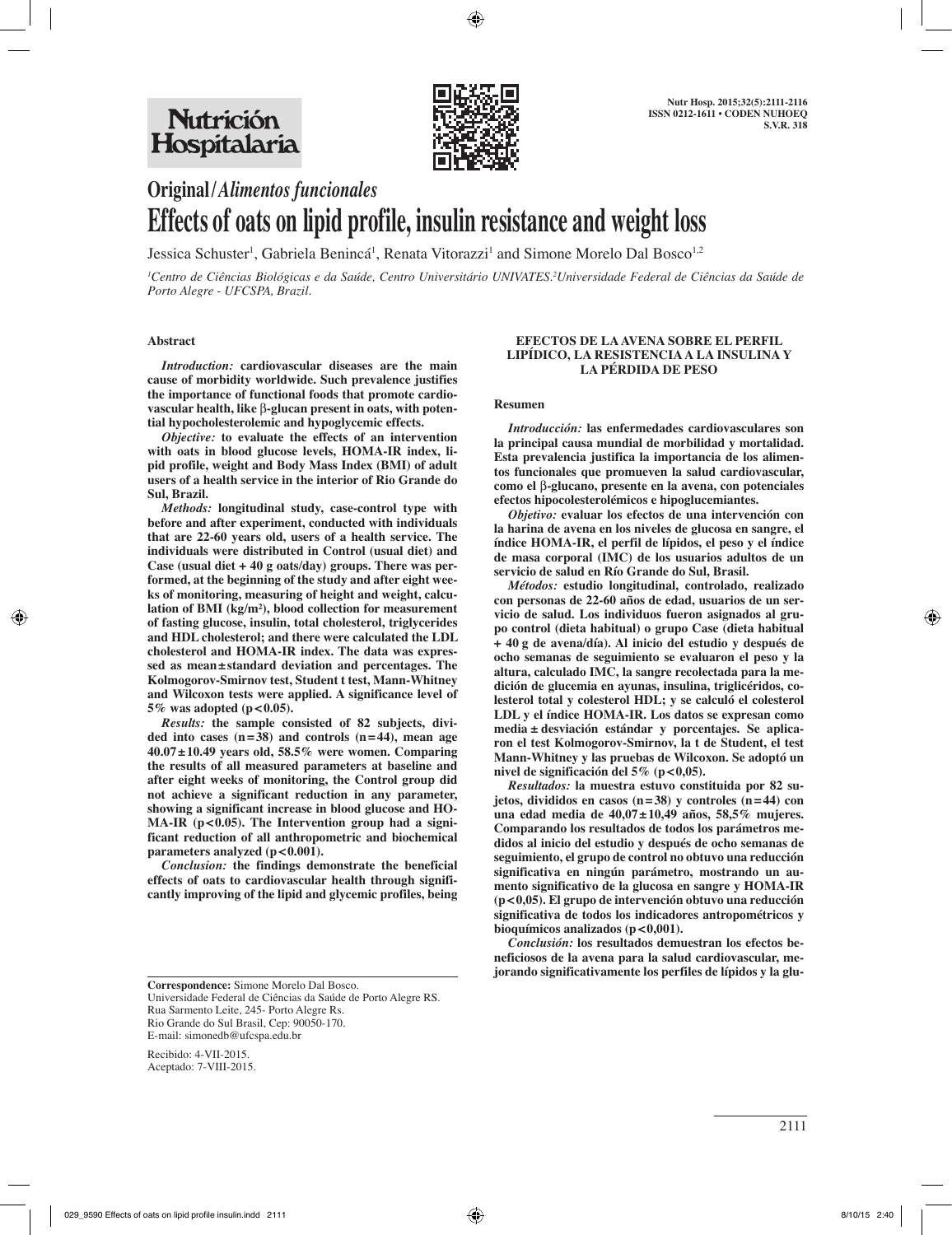**Original/*Alimentos funcionales***

# Effects of oats on lipid profile, insulin resistance and weight loss

Jessica Schuster[1], Gabriela Benincá[1], Renata Vitorazzi[1] and Simone Morelo Dal Bosco[1,2]

[1]*Centro de Ciências Biológicas e da Saúde, Centro Universitário UNIVATES.*[2]*Universidade Federal de Ciências da Saúde de Porto Alegre - UFCSPA, Brazil.*

### Abstract

*Introduction:* **cardiovascular diseases are the main cause of morbidity worldwide. Such prevalence justifies the importance of functional foods that promote cardiovascular health, like β-glucan present in oats, with potential hypocholesterolemic and hypoglycemic effects.**

*Objective:* **to evaluate the effects of an intervention with oats in blood glucose levels, HOMA-IR index, lipid profile, weight and Body Mass Index (BMI) of adult users of a health service in the interior of Rio Grande do Sul, Brazil.**

*Methods:* **longitudinal study, case-control type with before and after experiment, conducted with individuals that are 22-60 years old, users of a health service. The individuals were distributed in Control (usual diet) and Case (usual diet + 40 g oats/day) groups. There was performed, at the beginning of the study and after eight weeks of monitoring, measuring of height and weight, calculation of BMI (kg/m²), blood collection for measurement of fasting glucose, insulin, total cholesterol, triglycerides and HDL cholesterol; and there were calculated the LDL cholesterol and HOMA-IR index. The data was expressed as mean ± standard deviation and percentages. The Kolmogorov-Smirnov test, Student t test, Mann-Whitney and Wilcoxon tests were applied. A significance level of 5% was adopted ($p < 0.05$).**

*Results:* **the sample consisted of 82 subjects, divided into cases (n = 38) and controls (n = 44), mean age 40.07 ± 10.49 years old, 58.5% were women. Comparing the results of all measured parameters at baseline and after eight weeks of monitoring, the Control group did not achieve a significant reduction in any parameter, showing a significant increase in blood glucose and HOMA-IR ($p < 0.05$). The Intervention group had a significant reduction of all anthropometric and biochemical parameters analyzed ($p < 0.001$).**

*Conclusion:* **the findings demonstrate the beneficial effects of oats to cardiovascular health through significantly improving of the lipid and glycemic profiles, being**

### EFECTOS DE LA AVENA SOBRE EL PERFIL LIPÍDICO, LA RESISTENCIA A LA INSULINA Y LA PÉRDIDA DE PESO

### Resumen

*Introducción:* **las enfermedades cardiovasculares son la principal causa mundial de morbilidad y mortalidad. Esta prevalencia justifica la importancia de los alimentos funcionales que promueven la salud cardiovascular, como el β-glucano, presente en la avena, con potenciales efectos hipocolesterolémicos e hipoglucemiantes.**

*Objetivo:* **evaluar los efectos de una intervención con la harina de avena en los niveles de glucosa en sangre, el índice HOMA-IR, el perfil de lípidos, el peso y el índice de masa corporal (IMC) de los usuarios adultos de un servicio de salud en Río Grande do Sul, Brasil.**

*Métodos:* **estudio longitudinal, controlado, realizado con personas de 22-60 años de edad, usuarios de un servicio de salud. Los individuos fueron asignados al grupo control (dieta habitual) o grupo Case (dieta habitual + 40 g de avena/día). Al inicio del estudio y después de ocho semanas de seguimiento se evaluaron el peso y la altura, calculado IMC, la sangre recolectada para la medición de glucemia en ayunas, insulina, triglicéridos, colesterol total y colesterol HDL; y se calculó el colesterol LDL y el índice HOMA-IR. Los datos se expresan como media ± desviación estándar y porcentajes. Se aplicaron el test Kolmogorov-Smirnov, la t de Student, el test Mann-Whitney y las pruebas de Wilcoxon. Se adoptó un nivel de significación del 5% ($p < 0{,}05$).**

*Resultados:* **la muestra estuvo constituida por 82 sujetos, divididos en casos (n = 38) y controles (n = 44) con una edad media de 40,07 ± 10,49 años, 58,5% mujeres. Comparando los resultados de todos los parámetros medidos al inicio del estudio y después de ocho semanas de seguimiento, el grupo de control no obtuvo una reducción significativa en ningún parámetro, mostrando un aumento significativo de la glucosa en sangre y HOMA-IR ($p < 0{,}05$). El grupo de intervención obtuvo una reducción significativa de todos los indicadores antropométricos y bioquímicos analizados ($p < 0{,}001$).**

*Conclusión:* **los resultados demuestran los efectos beneficiosos de la avena para la salud cardiovascular, mejorando significativamente los perfiles de lípidos y la glu-**

---

**Correspondence:** Simone Morelo Dal Bosco.
Universidade Federal de Ciências da Saúde de Porto Alegre RS.
Rua Sarmento Leite, 245- Porto Alegre Rs.
Rio Grande do Sul Brasil, Cep: 90050-170.
E-mail: simonedb@ufcspa.edu.br

Recibido: 4-VII-2015.
Aceptado: 7-VIII-2015.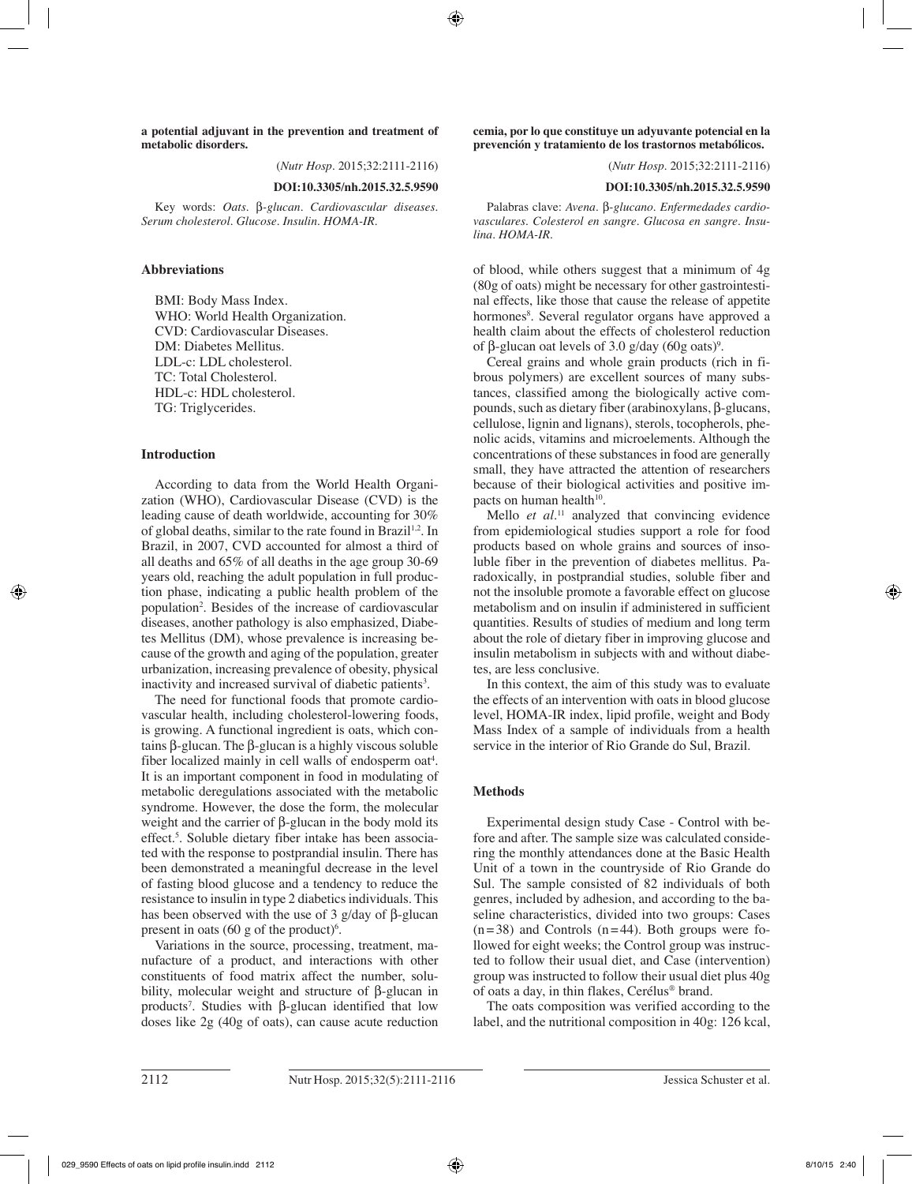**a potential adjuvant in the prevention and treatment of metabolic disorders.**

(*Nutr Hosp.* 2015;32:2111-2116)

**DOI:10.3305/nh.2015.32.5.9590**

Key words: *Oats. β-glucan. Cardiovascular diseases. Serum cholesterol. Glucose. Insulin. HOMA-IR.*

**cemia, por lo que constituye un adyuvante potencial en la prevención y tratamiento de los trastornos metabólicos.**

(*Nutr Hosp.* 2015;32:2111-2116)

**DOI:10.3305/nh.2015.32.5.9590**

Palabras clave: *Avena. β-glucano. Enfermedades cardiovasculares. Colesterol en sangre. Glucosa en sangre. Insulina. HOMA-IR.*

## Abbreviations

BMI: Body Mass Index.
WHO: World Health Organization.
CVD: Cardiovascular Diseases.
DM: Diabetes Mellitus.
LDL-c: LDL cholesterol.
TC: Total Cholesterol.
HDL-c: HDL cholesterol.
TG: Triglycerides.

## Introduction

According to data from the World Health Organization (WHO), Cardiovascular Disease (CVD) is the leading cause of death worldwide, accounting for 30% of global deaths, similar to the rate found in Brazil[1,2]. In Brazil, in 2007, CVD accounted for almost a third of all deaths and 65% of all deaths in the age group 30-69 years old, reaching the adult population in full production phase, indicating a public health problem of the population[2]. Besides of the increase of cardiovascular diseases, another pathology is also emphasized, Diabetes Mellitus (DM), whose prevalence is increasing because of the growth and aging of the population, greater urbanization, increasing prevalence of obesity, physical inactivity and increased survival of diabetic patients[3].

The need for functional foods that promote cardiovascular health, including cholesterol-lowering foods, is growing. A functional ingredient is oats, which contains β-glucan. The β-glucan is a highly viscous soluble fiber localized mainly in cell walls of endosperm oat[4]. It is an important component in food in modulating of metabolic deregulations associated with the metabolic syndrome. However, the dose the form, the molecular weight and the carrier of β-glucan in the body mold its effect.[5]. Soluble dietary fiber intake has been associated with the response to postprandial insulin. There has been demonstrated a meaningful decrease in the level of fasting blood glucose and a tendency to reduce the resistance to insulin in type 2 diabetics individuals. This has been observed with the use of 3 g/day of β-glucan present in oats (60 g of the product)[6].

Variations in the source, processing, treatment, manufacture of a product, and interactions with other constituents of food matrix affect the number, solubility, molecular weight and structure of β-glucan in products[7]. Studies with β-glucan identified that low doses like 2g (40g of oats), can cause acute reduction of blood, while others suggest that a minimum of 4g (80g of oats) might be necessary for other gastrointestinal effects, like those that cause the release of appetite hormones[8]. Several regulator organs have approved a health claim about the effects of cholesterol reduction of β-glucan oat levels of 3.0 g/day (60g oats)[9].

Cereal grains and whole grain products (rich in fibrous polymers) are excellent sources of many substances, classified among the biologically active compounds, such as dietary fiber (arabinoxylans, β-glucans, cellulose, lignin and lignans), sterols, tocopherols, phenolic acids, vitamins and microelements. Although the concentrations of these substances in food are generally small, they have attracted the attention of researchers because of their biological activities and positive impacts on human health[10].

Mello *et al.*[11] analyzed that convincing evidence from epidemiological studies support a role for food products based on whole grains and sources of insoluble fiber in the prevention of diabetes mellitus. Paradoxically, in postprandial studies, soluble fiber and not the insoluble promote a favorable effect on glucose metabolism and on insulin if administered in sufficient quantities. Results of studies of medium and long term about the role of dietary fiber in improving glucose and insulin metabolism in subjects with and without diabetes, are less conclusive.

In this context, the aim of this study was to evaluate the effects of an intervention with oats in blood glucose level, HOMA-IR index, lipid profile, weight and Body Mass Index of a sample of individuals from a health service in the interior of Rio Grande do Sul, Brazil.

## Methods

Experimental design study Case - Control with before and after. The sample size was calculated considering the monthly attendances done at the Basic Health Unit of a town in the countryside of Rio Grande do Sul. The sample consisted of 82 individuals of both genres, included by adhesion, and according to the baseline characteristics, divided into two groups: Cases (n=38) and Controls (n=44). Both groups were followed for eight weeks; the Control group was instructed to follow their usual diet, and Case (intervention) group was instructed to follow their usual diet plus 40g of oats a day, in thin flakes, Cerélus® brand.

The oats composition was verified according to the label, and the nutritional composition in 40g: 126 kcal,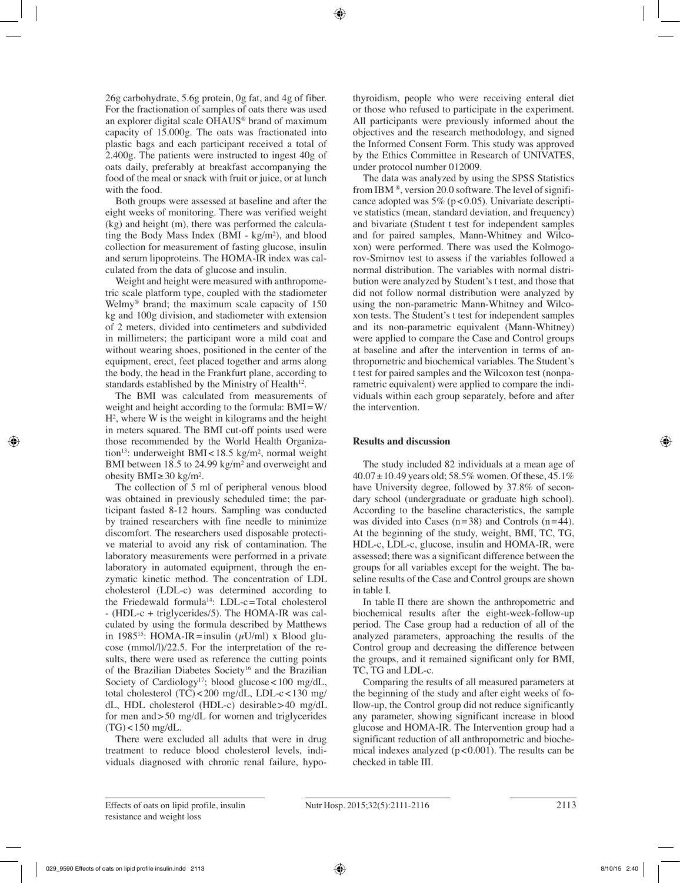26g carbohydrate, 5.6g protein, 0g fat, and 4g of fiber. For the fractionation of samples of oats there was used an explorer digital scale OHAUS® brand of maximum capacity of 15.000g. The oats was fractionated into plastic bags and each participant received a total of 2.400g. The patients were instructed to ingest 40g of oats daily, preferably at breakfast accompanying the food of the meal or snack with fruit or juice, or at lunch with the food.

Both groups were assessed at baseline and after the eight weeks of monitoring. There was verified weight (kg) and height (m), there was performed the calculating the Body Mass Index (BMI - kg/m²), and blood collection for measurement of fasting glucose, insulin and serum lipoproteins. The HOMA-IR index was calculated from the data of glucose and insulin.

Weight and height were measured with anthropometric scale platform type, coupled with the stadiometer Welmy® brand; the maximum scale capacity of 150 kg and 100g division, and stadiometer with extension of 2 meters, divided into centimeters and subdivided in millimeters; the participant wore a mild coat and without wearing shoes, positioned in the center of the equipment, erect, feet placed together and arms along the body, the head in the Frankfurt plane, according to standards established by the Ministry of Health[12].

The BMI was calculated from measurements of weight and height according to the formula: $BMI = W/H^2$, where W is the weight in kilograms and the height in meters squared. The BMI cut-off points used were those recommended by the World Health Organization[13]: underweight BMI < 18.5 kg/m², normal weight BMI between 18.5 to 24.99 kg/m² and overweight and obesity BMI ≥ 30 kg/m².

The collection of 5 ml of peripheral venous blood was obtained in previously scheduled time; the participant fasted 8-12 hours. Sampling was conducted by trained researchers with fine needle to minimize discomfort. The researchers used disposable protective material to avoid any risk of contamination. The laboratory measurements were performed in a private laboratory in automated equipment, through the enzymatic kinetic method. The concentration of LDL cholesterol (LDL-c) was determined according to the Friedewald formula[14]: LDL-c = Total cholesterol - (HDL-c + triglycerides/5). The HOMA-IR was calculated by using the formula described by Matthews in 1985[15]: HOMA-IR = insulin ($\mu$U/ml) x Blood glucose (mmol/l)/22.5. For the interpretation of the results, there were used as reference the cutting points of the Brazilian Diabetes Society[16] and the Brazilian Society of Cardiology[17]; blood glucose < 100 mg/dL, total cholesterol (TC) < 200 mg/dL, LDL-c < 130 mg/dL, HDL cholesterol (HDL-c) desirable > 40 mg/dL for men and > 50 mg/dL for women and triglycerides (TG) < 150 mg/dL.

There were excluded all adults that were in drug treatment to reduce blood cholesterol levels, individuals diagnosed with chronic renal failure, hypothyroidism, people who were receiving enteral diet or those who refused to participate in the experiment. All participants were previously informed about the objectives and the research methodology, and signed the Informed Consent Form. This study was approved by the Ethics Committee in Research of UNIVATES, under protocol number 012009.

The data was analyzed by using the SPSS Statistics from IBM ®, version 20.0 software. The level of significance adopted was 5% ($p < 0.05$). Univariate descriptive statistics (mean, standard deviation, and frequency) and bivariate (Student t test for independent samples and for paired samples, Mann-Whitney and Wilcoxon) were performed. There was used the Kolmogorov-Smirnov test to assess if the variables followed a normal distribution. The variables with normal distribution were analyzed by Student's t test, and those that did not follow normal distribution were analyzed by using the non-parametric Mann-Whitney and Wilcoxon tests. The Student's t test for independent samples and its non-parametric equivalent (Mann-Whitney) were applied to compare the Case and Control groups at baseline and after the intervention in terms of anthropometric and biochemical variables. The Student's t test for paired samples and the Wilcoxon test (nonparametric equivalent) were applied to compare the individuals within each group separately, before and after the intervention.

## Results and discussion

The study included 82 individuals at a mean age of 40.07 ± 10.49 years old; 58.5% women. Of these, 45.1% have University degree, followed by 37.8% of secondary school (undergraduate or graduate high school). According to the baseline characteristics, the sample was divided into Cases (n = 38) and Controls (n = 44). At the beginning of the study, weight, BMI, TC, TG, HDL-c, LDL-c, glucose, insulin and HOMA-IR, were assessed; there was a significant difference between the groups for all variables except for the weight. The baseline results of the Case and Control groups are shown in table I.

In table II there are shown the anthropometric and biochemical results after the eight-week-follow-up period. The Case group had a reduction of all of the analyzed parameters, approaching the results of the Control group and decreasing the difference between the groups, and it remained significant only for BMI, TC, TG and LDL-c.

Comparing the results of all measured parameters at the beginning of the study and after eight weeks of follow-up, the Control group did not reduce significantly any parameter, showing significant increase in blood glucose and HOMA-IR. The Intervention group had a significant reduction of all anthropometric and biochemical indexes analyzed ($p < 0.001$). The results can be checked in table III.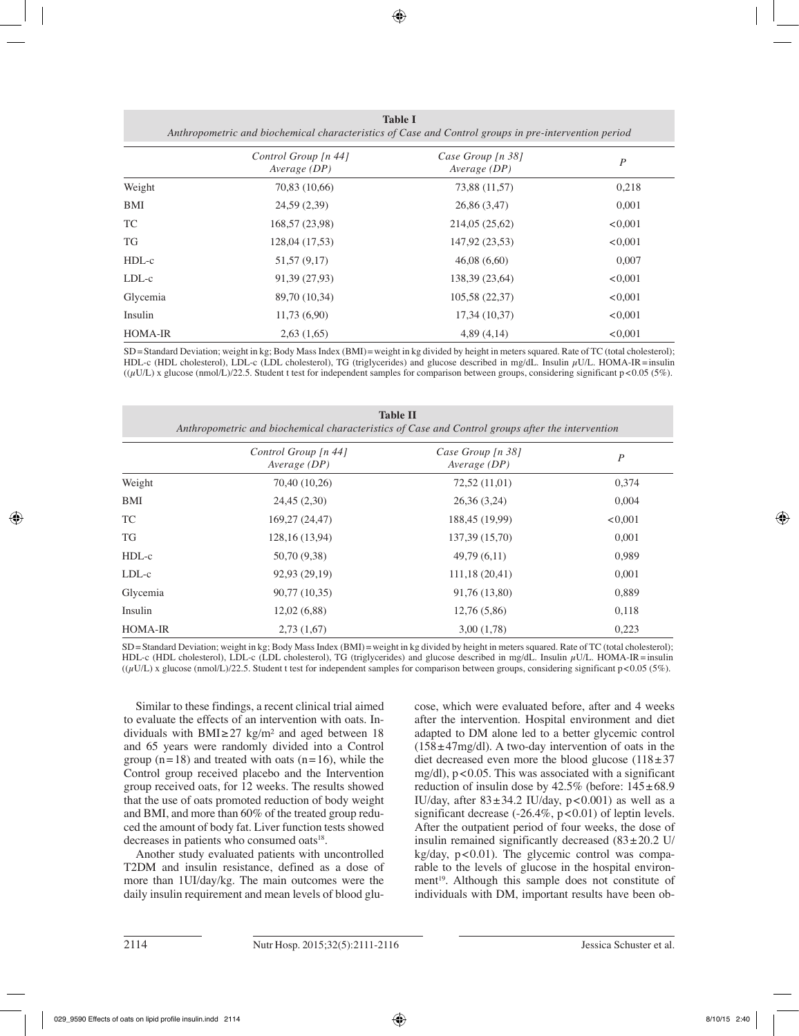**Table I**
*Anthropometric and biochemical characteristics of Case and Control groups in pre-intervention period*

| | *Control Group [n 44] Average (DP)* | *Case Group [n 38] Average (DP)* | *P* |
|---|---|---|---|
| Weight | 70,83 (10,66) | 73,88 (11,57) | 0,218 |
| BMI | 24,59 (2,39) | 26,86 (3,47) | 0,001 |
| TC | 168,57 (23,98) | 214,05 (25,62) | <0,001 |
| TG | 128,04 (17,53) | 147,92 (23,53) | <0,001 |
| HDL-c | 51,57 (9,17) | 46,08 (6,60) | 0,007 |
| LDL-c | 91,39 (27,93) | 138,39 (23,64) | <0,001 |
| Glycemia | 89,70 (10,34) | 105,58 (22,37) | <0,001 |
| Insulin | 11,73 (6,90) | 17,34 (10,37) | <0,001 |
| HOMA-IR | 2,63 (1,65) | 4,89 (4,14) | <0,001 |

SD = Standard Deviation; weight in kg; Body Mass Index (BMI) = weight in kg divided by height in meters squared. Rate of TC (total cholesterol); HDL-c (HDL cholesterol), LDL-c (LDL cholesterol), TG (triglycerides) and glucose described in mg/dL. Insulin $\mu$U/L. HOMA-IR = insulin (($\mu$U/L) x glucose (nmol/L)/22.5. Student t test for independent samples for comparison between groups, considering significant $p < 0.05$ (5%).

**Table II**
*Anthropometric and biochemical characteristics of Case and Control groups after the intervention*

| | *Control Group [n 44] Average (DP)* | *Case Group [n 38] Average (DP)* | *P* |
|---|---|---|---|
| Weight | 70,40 (10,26) | 72,52 (11,01) | 0,374 |
| BMI | 24,45 (2,30) | 26,36 (3,24) | 0,004 |
| TC | 169,27 (24,47) | 188,45 (19,99) | <0,001 |
| TG | 128,16 (13,94) | 137,39 (15,70) | 0,001 |
| HDL-c | 50,70 (9,38) | 49,79 (6,11) | 0,989 |
| LDL-c | 92,93 (29,19) | 111,18 (20,41) | 0,001 |
| Glycemia | 90,77 (10,35) | 91,76 (13,80) | 0,889 |
| Insulin | 12,02 (6,88) | 12,76 (5,86) | 0,118 |
| HOMA-IR | 2,73 (1,67) | 3,00 (1,78) | 0,223 |

SD = Standard Deviation; weight in kg; Body Mass Index (BMI) = weight in kg divided by height in meters squared. Rate of TC (total cholesterol); HDL-c (HDL cholesterol), LDL-c (LDL cholesterol), TG (triglycerides) and glucose described in mg/dL. Insulin $\mu$U/L. HOMA-IR = insulin (($\mu$U/L) x glucose (nmol/L)/22.5. Student t test for independent samples for comparison between groups, considering significant $p < 0.05$ (5%).

Similar to these findings, a recent clinical trial aimed to evaluate the effects of an intervention with oats. Individuals with BMI $\geq 27$ kg/m$^2$ and aged between 18 and 65 years were randomly divided into a Control group ($n = 18$) and treated with oats ($n = 16$), while the Control group received placebo and the Intervention group received oats, for 12 weeks. The results showed that the use of oats promoted reduction of body weight and BMI, and more than 60% of the treated group reduced the amount of body fat. Liver function tests showed decreases in patients who consumed oats[18].

Another study evaluated patients with uncontrolled T2DM and insulin resistance, defined as a dose of more than 1UI/day/kg. The main outcomes were the daily insulin requirement and mean levels of blood glucose, which were evaluated before, after and 4 weeks after the intervention. Hospital environment and diet adapted to DM alone led to a better glycemic control ($158 \pm 47$mg/dl). A two-day intervention of oats in the diet decreased even more the blood glucose ($118 \pm 37$ mg/dl), $p < 0.05$. This was associated with a significant reduction of insulin dose by 42.5% (before: $145 \pm 68.9$ IU/day, after $83 \pm 34.2$ IU/day, $p < 0.001$) as well as a significant decrease (-26.4%, $p < 0.01$) of leptin levels. After the outpatient period of four weeks, the dose of insulin remained significantly decreased ($83 \pm 20.2$ U/kg/day, $p < 0.01$). The glycemic control was comparable to the levels of glucose in the hospital environment[19]. Although this sample does not constitute of individuals with DM, important results have been ob-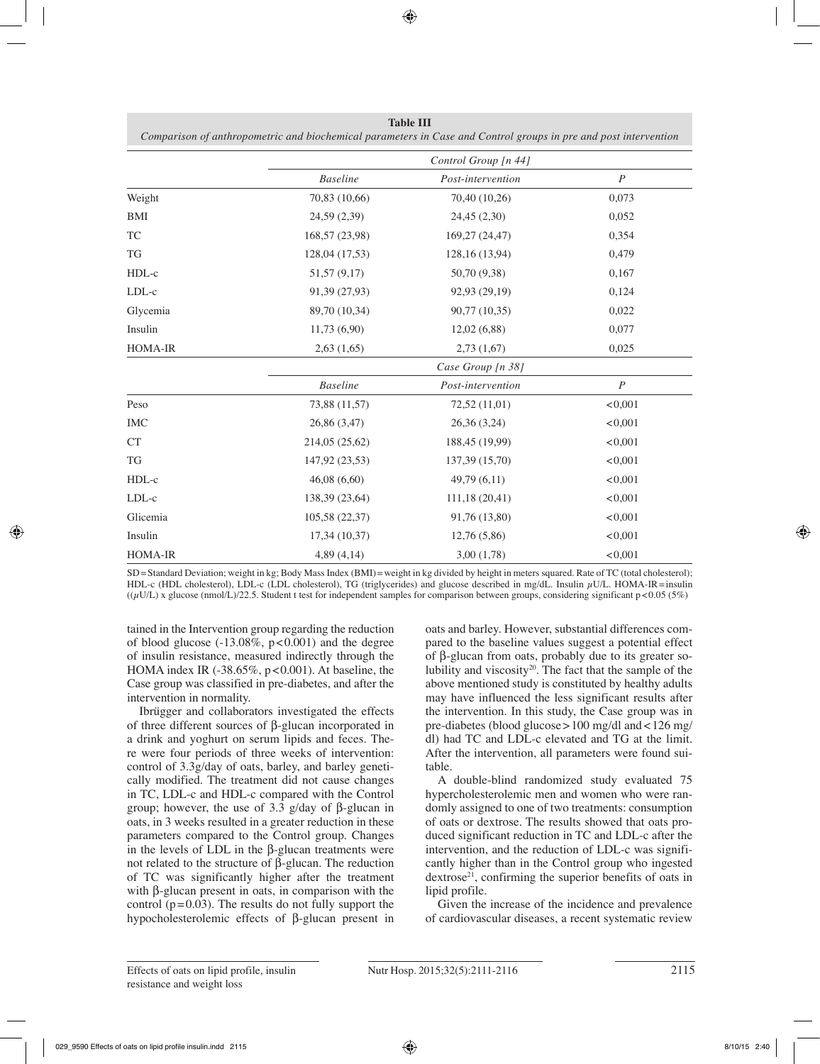**Table III**
*Comparison of anthropometric and biochemical parameters in Case and Control groups in pre and post intervention*

| | *Control Group [n 44]* | | |
|---|---|---|---|
| | *Baseline* | *Post-intervention* | *P* |
| Weight | 70,83 (10,66) | 70,40 (10,26) | 0,073 |
| BMI | 24,59 (2,39) | 24,45 (2,30) | 0,052 |
| TC | 168,57 (23,98) | 169,27 (24,47) | 0,354 |
| TG | 128,04 (17,53) | 128,16 (13,94) | 0,479 |
| HDL-c | 51,57 (9,17) | 50,70 (9,38) | 0,167 |
| LDL-c | 91,39 (27,93) | 92,93 (29,19) | 0,124 |
| Glycemia | 89,70 (10,34) | 90,77 (10,35) | 0,022 |
| Insulin | 11,73 (6,90) | 12,02 (6,88) | 0,077 |
| HOMA-IR | 2,63 (1,65) | 2,73 (1,67) | 0,025 |
| | *Case Group [n 38]* | | |
| | *Baseline* | *Post-intervention* | *P* |
| Peso | 73,88 (11,57) | 72,52 (11,01) | <0,001 |
| IMC | 26,86 (3,47) | 26,36 (3,24) | <0,001 |
| CT | 214,05 (25,62) | 188,45 (19,99) | <0,001 |
| TG | 147,92 (23,53) | 137,39 (15,70) | <0,001 |
| HDL-c | 46,08 (6,60) | 49,79 (6,11) | <0,001 |
| LDL-c | 138,39 (23,64) | 111,18 (20,41) | <0,001 |
| Glicemia | 105,58 (22,37) | 91,76 (13,80) | <0,001 |
| Insulin | 17,34 (10,37) | 12,76 (5,86) | <0,001 |
| HOMA-IR | 4,89 (4,14) | 3,00 (1,78) | <0,001 |

SD = Standard Deviation; weight in kg; Body Mass Index (BMI) = weight in kg divided by height in meters squared. Rate of TC (total cholesterol); HDL-c (HDL cholesterol), LDL-c (LDL cholesterol), TG (triglycerides) and glucose described in mg/dL. Insulin $\mu$U/L. HOMA-IR = insulin (($\mu$U/L) x glucose (nmol/L)/22.5. Student t test for independent samples for comparison between groups, considering significant $p < 0.05$ (5%)

tained in the Intervention group regarding the reduction of blood glucose (-13.08%, $p < 0.001$) and the degree of insulin resistance, measured indirectly through the HOMA index IR (-38.65%, $p < 0.001$). At baseline, the Case group was classified in pre-diabetes, and after the intervention in normality.

Ibrügger and collaborators investigated the effects of three different sources of β-glucan incorporated in a drink and yoghurt on serum lipids and feces. There were four periods of three weeks of intervention: control of 3.3g/day of oats, barley, and barley genetically modified. The treatment did not cause changes in TC, LDL-c and HDL-c compared with the Control group; however, the use of 3.3 g/day of β-glucan in oats, in 3 weeks resulted in a greater reduction in these parameters compared to the Control group. Changes in the levels of LDL in the β-glucan treatments were not related to the structure of β-glucan. The reduction of TC was significantly higher after the treatment with β-glucan present in oats, in comparison with the control ($p = 0.03$). The results do not fully support the hypocholesterolemic effects of β-glucan present in oats and barley. However, substantial differences compared to the baseline values suggest a potential effect of β-glucan from oats, probably due to its greater solubility and viscosity[20]. The fact that the sample of the above mentioned study is constituted by healthy adults may have influenced the less significant results after the intervention. In this study, the Case group was in pre-diabetes (blood glucose > 100 mg/dl and < 126 mg/dl) had TC and LDL-c elevated and TG at the limit. After the intervention, all parameters were found suitable.

A double-blind randomized study evaluated 75 hypercholesterolemic men and women who were randomly assigned to one of two treatments: consumption of oats or dextrose. The results showed that oats produced significant reduction in TC and LDL-c after the intervention, and the reduction of LDL-c was significantly higher than in the Control group who ingested dextrose[21], confirming the superior benefits of oats in lipid profile.

Given the increase of the incidence and prevalence of cardiovascular diseases, a recent systematic review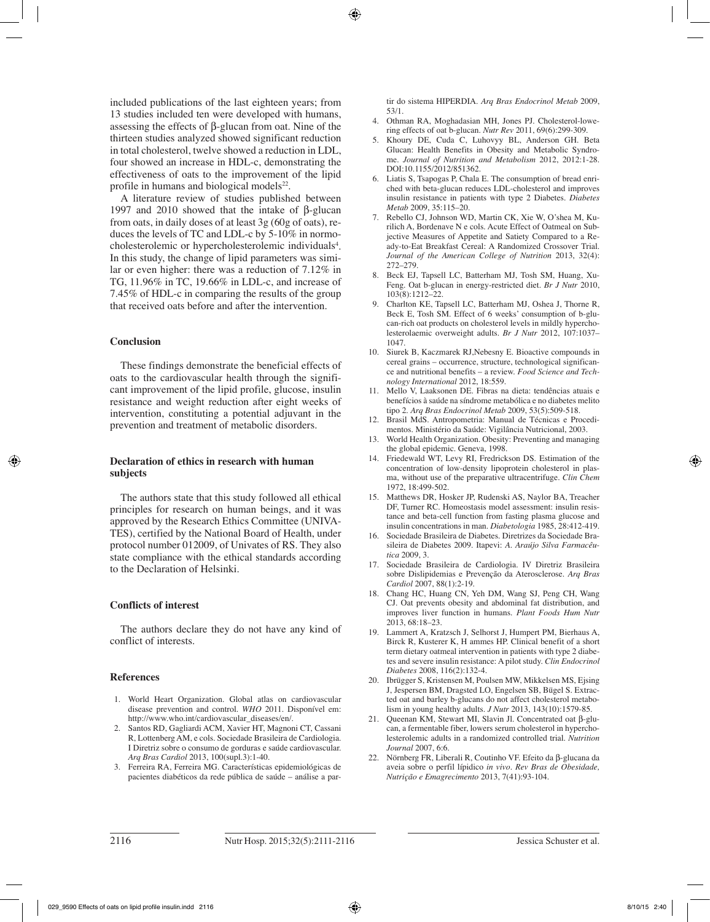included publications of the last eighteen years; from 13 studies included ten were developed with humans, assessing the effects of β-glucan from oat. Nine of the thirteen studies analyzed showed significant reduction in total cholesterol, twelve showed a reduction in LDL, four showed an increase in HDL-c, demonstrating the effectiveness of oats to the improvement of the lipid profile in humans and biological models[22].

A literature review of studies published between 1997 and 2010 showed that the intake of β-glucan from oats, in daily doses of at least 3g (60g of oats), reduces the levels of TC and LDL-c by 5-10% in normocholesterolemic or hypercholesterolemic individuals[4]. In this study, the change of lipid parameters was similar or even higher: there was a reduction of 7.12% in TG, 11.96% in TC, 19.66% in LDL-c, and increase of 7.45% of HDL-c in comparing the results of the group that received oats before and after the intervention.

## Conclusion

These findings demonstrate the beneficial effects of oats to the cardiovascular health through the significant improvement of the lipid profile, glucose, insulin resistance and weight reduction after eight weeks of intervention, constituting a potential adjuvant in the prevention and treatment of metabolic disorders.

## Declaration of ethics in research with human subjects

The authors state that this study followed all ethical principles for research on human beings, and it was approved by the Research Ethics Committee (UNIVATES), certified by the National Board of Health, under protocol number 012009, of Univates of RS. They also state compliance with the ethical standards according to the Declaration of Helsinki.

## Conflicts of interest

The authors declare they do not have any kind of conflict of interests.

## References

1. World Heart Organization. Global atlas on cardiovascular disease prevention and control. *WHO* 2011. Disponível em: http://www.who.int/cardiovascular_diseases/en/.
2. Santos RD, Gagliardi ACM, Xavier HT, Magnoni CT, Cassani R, Lottenberg AM, e cols. Sociedade Brasileira de Cardiologia. I Diretriz sobre o consumo de gorduras e saúde cardiovascular. *Arq Bras Cardiol* 2013, 100(supl.3):1-40.
3. Ferreira RA, Ferreira MG. Características epidemiológicas de pacientes diabéticos da rede pública de saúde – análise a partir do sistema HIPERDIA. *Arq Bras Endocrinol Metab* 2009, 53/1.
4. Othman RA, Moghadasian MH, Jones PJ. Cholesterol-lowering effects of oat b-glucan. *Nutr Rev* 2011, 69(6):299-309.
5. Khoury DE, Cuda C, Luhovyy BL, Anderson GH. Beta Glucan: Health Benefits in Obesity and Metabolic Syndrome. *Journal of Nutrition and Metabolism* 2012, 2012:1-28. DOI:10.1155/2012/851362.
6. Liatis S, Tsapogas P, Chala E. The consumption of bread enriched with beta-glucan reduces LDL-cholesterol and improves insulin resistance in patients with type 2 Diabetes. *Diabetes Metab* 2009, 35:115–20.
7. Rebello CJ, Johnson WD, Martin CK, Xie W, O'shea M, Kurilich A, Bordenave N e cols. Acute Effect of Oatmeal on Subjective Measures of Appetite and Satiety Compared to a Ready-to-Eat Breakfast Cereal: A Randomized Crossover Trial. *Journal of the American College of Nutrition* 2013, 32(4): 272–279.
8. Beck EJ, Tapsell LC, Batterham MJ, Tosh SM, Huang, Xu-Feng. Oat b-glucan in energy-restricted diet. *Br J Nutr* 2010, 103(8):1212–22.
9. Charlton KE, Tapsell LC, Batterham MJ, Oshea J, Thorne R, Beck E, Tosh SM. Effect of 6 weeks' consumption of b-glucan-rich oat products on cholesterol levels in mildly hypercholesterolaemic overweight adults. *Br J Nutr* 2012, 107:1037–1047.
10. Siurek B, Kaczmarek RJ,Nebesny E. Bioactive compounds in cereal grains – occurrence, structure, technological significance and nutritional benefits – a review. *Food Science and Technology International* 2012, 18:559.
11. Mello V, Laaksonen DE. Fibras na dieta: tendências atuais e benefícios à saúde na síndrome metabólica e no diabetes melito tipo 2. *Arq Bras Endocrinol Metab* 2009, 53(5):509-518.
12. Brasil MdS. Antropometria: Manual de Técnicas e Procedimentos. Ministério da Saúde: Vigilância Nutricional, 2003.
13. World Health Organization. Obesity: Preventing and managing the global epidemic. Geneva, 1998.
14. Friedewald WT, Levy RI, Fredrickson DS. Estimation of the concentration of low-density lipoprotein cholesterol in plasma, without use of the preparative ultracentrifuge. *Clin Chem* 1972, 18:499-502.
15. Matthews DR, Hosker JP, Rudenski AS, Naylor BA, Treacher DF, Turner RC. Homeostasis model assessment: insulin resistance and beta-cell function from fasting plasma glucose and insulin concentrations in man. *Diabetologia* 1985, 28:412-419.
16. Sociedade Brasileira de Diabetes. Diretrizes da Sociedade Brasileira de Diabetes 2009. Itapevi: *A. Araújo Silva Farmacêutica* 2009, 3.
17. Sociedade Brasileira de Cardiologia. IV Diretriz Brasileira sobre Dislipidemias e Prevenção da Aterosclerose. *Arq Bras Cardiol* 2007, 88(1):2-19.
18. Chang HC, Huang CN, Yeh DM, Wang SJ, Peng CH, Wang CJ. Oat prevents obesity and abdominal fat distribution, and improves liver function in humans. *Plant Foods Hum Nutr* 2013, 68:18–23.
19. Lammert A, Kratzsch J, Selhorst J, Humpert PM, Bierhaus A, Birck R, Kusterer K, H ammes HP. Clinical benefit of a short term dietary oatmeal intervention in patients with type 2 diabetes and severe insulin resistance: A pilot study. *Clin Endocrinol Diabetes* 2008, 116(2):132-4.
20. Ibrügger S, Kristensen M, Poulsen MW, Mikkelsen MS, Ejsing J, Jespersen BM, Dragsted LO, Engelsen SB, Bügel S. Extracted oat and barley b-glucans do not affect cholesterol metabolism in young healthy adults. *J Nutr* 2013, 143(10):1579-85.
21. Queenan KM, Stewart MI, Slavin Jl. Concentrated oat β-glucan, a fermentable fiber, lowers serum cholesterol in hypercholesterolemic adults in a randomized controlled trial. *Nutrition Journal* 2007, 6:6.
22. Nörnberg FR, Liberali R, Coutinho VF. Efeito da β-glucana da aveia sobre o perfil lipídico *in vivo*. *Rev Bras de Obesidade, Nutrição e Emagrecimento* 2013, 7(41):93-104.